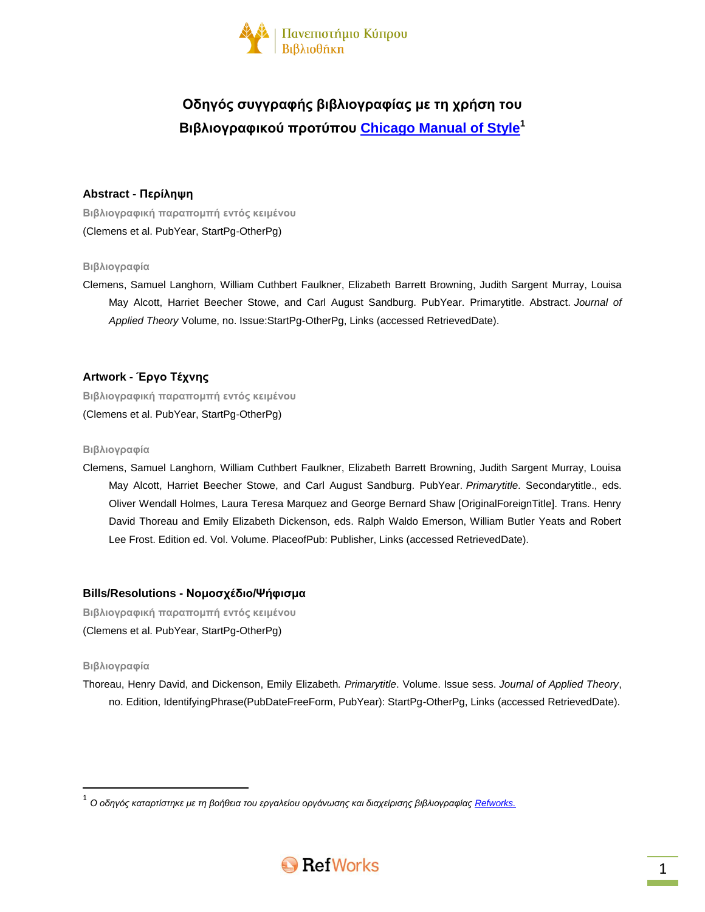# Οδηγός συγγραφής βιβλιογραφίας με τη χρήση του Βιβλιογραφικού προτύπου Chicago Manual of Style[1]

## Abstract - Περίληψη

**Βιβλιογραφική παραπομπή εντός κειμένου**

(Clemens et al. PubYear, StartPg-OtherPg)

**Βιβλιογραφία**

Clemens, Samuel Langhorn, William Cuthbert Faulkner, Elizabeth Barrett Browning, Judith Sargent Murray, Louisa May Alcott, Harriet Beecher Stowe, and Carl August Sandburg. PubYear. Primarytitle. Abstract. *Journal of Applied Theory* Volume, no. Issue:StartPg-OtherPg, Links (accessed RetrievedDate).

## Artwork - Έργο Τέχνης

**Βιβλιογραφική παραπομπή εντός κειμένου**

(Clemens et al. PubYear, StartPg-OtherPg)

**Βιβλιογραφία**

Clemens, Samuel Langhorn, William Cuthbert Faulkner, Elizabeth Barrett Browning, Judith Sargent Murray, Louisa May Alcott, Harriet Beecher Stowe, and Carl August Sandburg. PubYear. *Primarytitle*. Secondarytitle., eds. Oliver Wendall Holmes, Laura Teresa Marquez and George Bernard Shaw [OriginalForeignTitle]. Trans. Henry David Thoreau and Emily Elizabeth Dickenson, eds. Ralph Waldo Emerson, William Butler Yeats and Robert Lee Frost. Edition ed. Vol. Volume. PlaceofPub: Publisher, Links (accessed RetrievedDate).

## Bills/Resolutions - Νομοσχέδιο/Ψήφισμα

**Βιβλιογραφική παραπομπή εντός κειμένου**

(Clemens et al. PubYear, StartPg-OtherPg)

**Βιβλιογραφία**

Thoreau, Henry David, and Dickenson, Emily Elizabeth. *Primarytitle*. Volume. Issue sess. *Journal of Applied Theory*, no. Edition, IdentifyingPhrase(PubDateFreeForm, PubYear): StartPg-OtherPg, Links (accessed RetrievedDate).

---

[1] *Ο οδηγός καταρτίστηκε με τη βοήθεια του εργαλείου οργάνωσης και διαχείρισης βιβλιογραφίας Refworks.*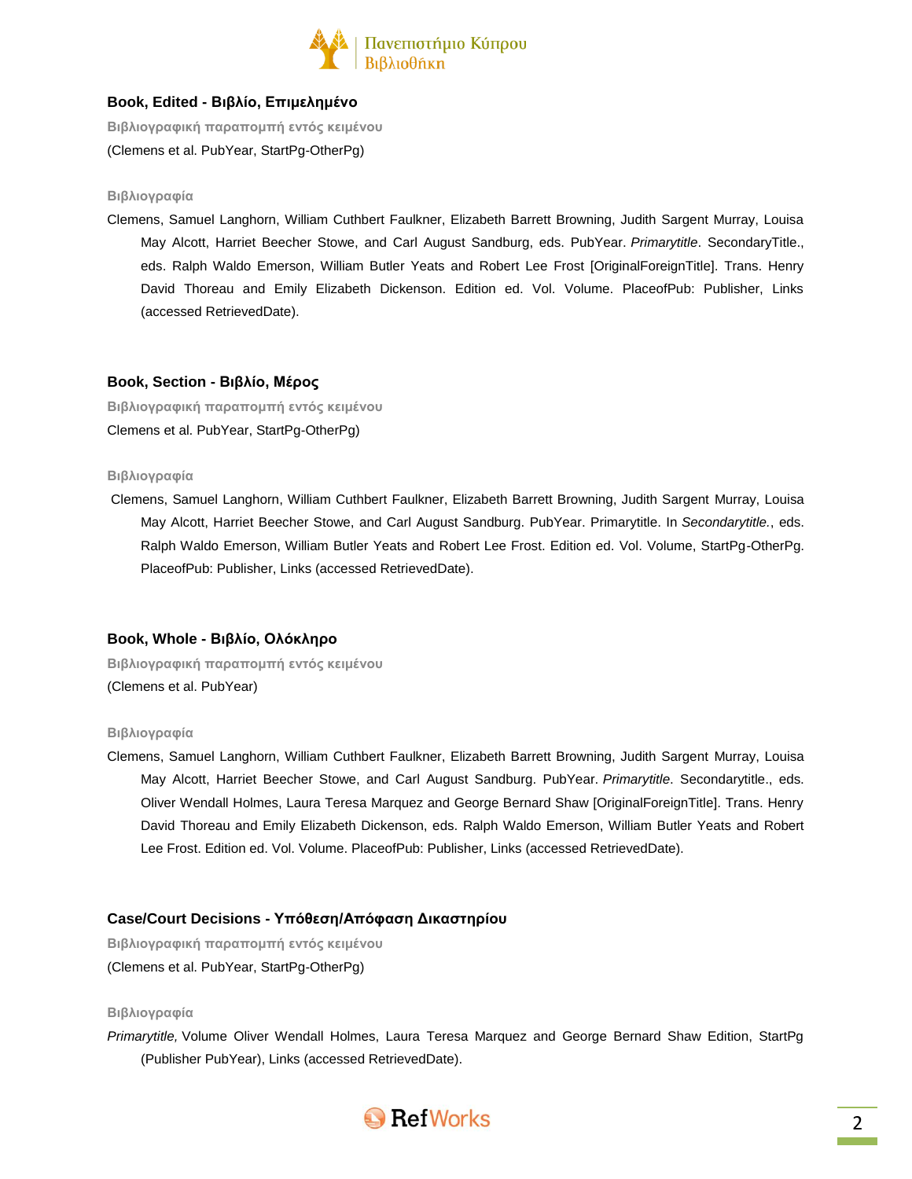## Book, Edited - Βιβλίο, Επιμελημένο

**Βιβλιογραφική παραπομπή εντός κειμένου**

(Clemens et al. PubYear, StartPg-OtherPg)

**Βιβλιογραφία**

Clemens, Samuel Langhorn, William Cuthbert Faulkner, Elizabeth Barrett Browning, Judith Sargent Murray, Louisa May Alcott, Harriet Beecher Stowe, and Carl August Sandburg, eds. PubYear. *Primarytitle*. SecondaryTitle., eds. Ralph Waldo Emerson, William Butler Yeats and Robert Lee Frost [OriginalForeignTitle]. Trans. Henry David Thoreau and Emily Elizabeth Dickenson. Edition ed. Vol. Volume. PlaceofPub: Publisher, Links (accessed RetrievedDate).

## Book, Section - Βιβλίο, Μέρος

**Βιβλιογραφική παραπομπή εντός κειμένου**

Clemens et al. PubYear, StartPg-OtherPg)

**Βιβλιογραφία**

Clemens, Samuel Langhorn, William Cuthbert Faulkner, Elizabeth Barrett Browning, Judith Sargent Murray, Louisa May Alcott, Harriet Beecher Stowe, and Carl August Sandburg. PubYear. Primarytitle. In *Secondarytitle.*, eds. Ralph Waldo Emerson, William Butler Yeats and Robert Lee Frost. Edition ed. Vol. Volume, StartPg-OtherPg. PlaceofPub: Publisher, Links (accessed RetrievedDate).

## Book, Whole - Βιβλίο, Ολόκληρο

**Βιβλιογραφική παραπομπή εντός κειμένου**

(Clemens et al. PubYear)

**Βιβλιογραφία**

Clemens, Samuel Langhorn, William Cuthbert Faulkner, Elizabeth Barrett Browning, Judith Sargent Murray, Louisa May Alcott, Harriet Beecher Stowe, and Carl August Sandburg. PubYear. *Primarytitle*. Secondarytitle., eds. Oliver Wendall Holmes, Laura Teresa Marquez and George Bernard Shaw [OriginalForeignTitle]. Trans. Henry David Thoreau and Emily Elizabeth Dickenson, eds. Ralph Waldo Emerson, William Butler Yeats and Robert Lee Frost. Edition ed. Vol. Volume. PlaceofPub: Publisher, Links (accessed RetrievedDate).

## Case/Court Decisions - Υπόθεση/Απόφαση Δικαστηρίου

**Βιβλιογραφική παραπομπή εντός κειμένου**

(Clemens et al. PubYear, StartPg-OtherPg)

**Βιβλιογραφία**

*Primarytitle,* Volume Oliver Wendall Holmes, Laura Teresa Marquez and George Bernard Shaw Edition, StartPg (Publisher PubYear), Links (accessed RetrievedDate).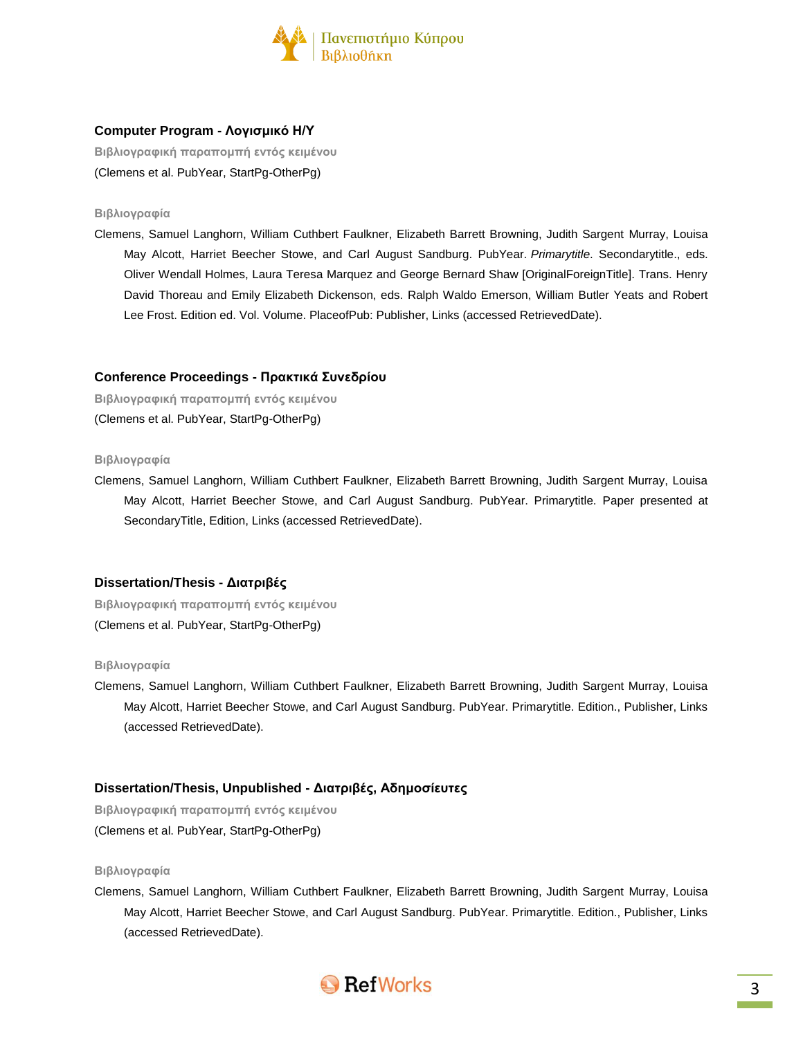## Computer Program - Λογισμικό Η/Υ

**Βιβλιογραφική παραπομπή εντός κειμένου**

(Clemens et al. PubYear, StartPg-OtherPg)

**Βιβλιογραφία**

Clemens, Samuel Langhorn, William Cuthbert Faulkner, Elizabeth Barrett Browning, Judith Sargent Murray, Louisa May Alcott, Harriet Beecher Stowe, and Carl August Sandburg. PubYear. *Primarytitle*. Secondarytitle., eds. Oliver Wendall Holmes, Laura Teresa Marquez and George Bernard Shaw [OriginalForeignTitle]. Trans. Henry David Thoreau and Emily Elizabeth Dickenson, eds. Ralph Waldo Emerson, William Butler Yeats and Robert Lee Frost. Edition ed. Vol. Volume. PlaceofPub: Publisher, Links (accessed RetrievedDate).

## Conference Proceedings - Πρακτικά Συνεδρίου

**Βιβλιογραφική παραπομπή εντός κειμένου**

(Clemens et al. PubYear, StartPg-OtherPg)

**Βιβλιογραφία**

Clemens, Samuel Langhorn, William Cuthbert Faulkner, Elizabeth Barrett Browning, Judith Sargent Murray, Louisa May Alcott, Harriet Beecher Stowe, and Carl August Sandburg. PubYear. Primarytitle. Paper presented at SecondaryTitle, Edition, Links (accessed RetrievedDate).

## Dissertation/Thesis - Διατριβές

**Βιβλιογραφική παραπομπή εντός κειμένου**

(Clemens et al. PubYear, StartPg-OtherPg)

**Βιβλιογραφία**

Clemens, Samuel Langhorn, William Cuthbert Faulkner, Elizabeth Barrett Browning, Judith Sargent Murray, Louisa May Alcott, Harriet Beecher Stowe, and Carl August Sandburg. PubYear. Primarytitle. Edition., Publisher, Links (accessed RetrievedDate).

## Dissertation/Thesis, Unpublished - Διατριβές, Αδημοσίευτες

**Βιβλιογραφική παραπομπή εντός κειμένου**

(Clemens et al. PubYear, StartPg-OtherPg)

**Βιβλιογραφία**

Clemens, Samuel Langhorn, William Cuthbert Faulkner, Elizabeth Barrett Browning, Judith Sargent Murray, Louisa May Alcott, Harriet Beecher Stowe, and Carl August Sandburg. PubYear. Primarytitle. Edition., Publisher, Links (accessed RetrievedDate).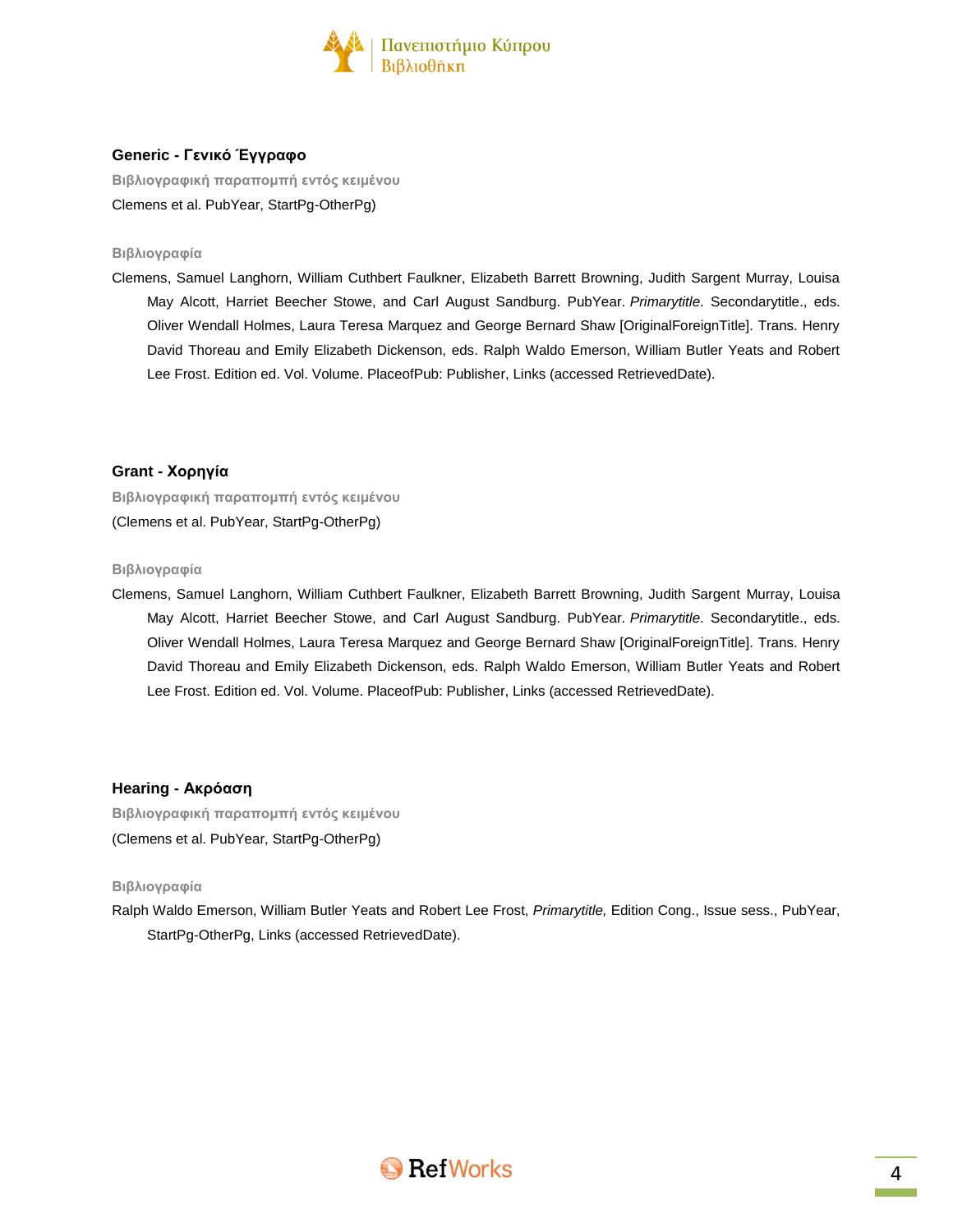### Generic - Γενικό Έγγραφο

**Βιβλιογραφική παραπομπή εντός κειμένου**

Clemens et al. PubYear, StartPg-OtherPg)

**Βιβλιογραφία**

Clemens, Samuel Langhorn, William Cuthbert Faulkner, Elizabeth Barrett Browning, Judith Sargent Murray, Louisa May Alcott, Harriet Beecher Stowe, and Carl August Sandburg. PubYear. *Primarytitle*. Secondarytitle., eds. Oliver Wendall Holmes, Laura Teresa Marquez and George Bernard Shaw [OriginalForeignTitle]. Trans. Henry David Thoreau and Emily Elizabeth Dickenson, eds. Ralph Waldo Emerson, William Butler Yeats and Robert Lee Frost. Edition ed. Vol. Volume. PlaceofPub: Publisher, Links (accessed RetrievedDate).

### Grant - Χορηγία

**Βιβλιογραφική παραπομπή εντός κειμένου**

(Clemens et al. PubYear, StartPg-OtherPg)

**Βιβλιογραφία**

Clemens, Samuel Langhorn, William Cuthbert Faulkner, Elizabeth Barrett Browning, Judith Sargent Murray, Louisa May Alcott, Harriet Beecher Stowe, and Carl August Sandburg. PubYear. *Primarytitle*. Secondarytitle., eds. Oliver Wendall Holmes, Laura Teresa Marquez and George Bernard Shaw [OriginalForeignTitle]. Trans. Henry David Thoreau and Emily Elizabeth Dickenson, eds. Ralph Waldo Emerson, William Butler Yeats and Robert Lee Frost. Edition ed. Vol. Volume. PlaceofPub: Publisher, Links (accessed RetrievedDate).

### Hearing - Ακρόαση

**Βιβλιογραφική παραπομπή εντός κειμένου**

(Clemens et al. PubYear, StartPg-OtherPg)

**Βιβλιογραφία**

Ralph Waldo Emerson, William Butler Yeats and Robert Lee Frost, *Primarytitle,* Edition Cong., Issue sess., PubYear, StartPg-OtherPg, Links (accessed RetrievedDate).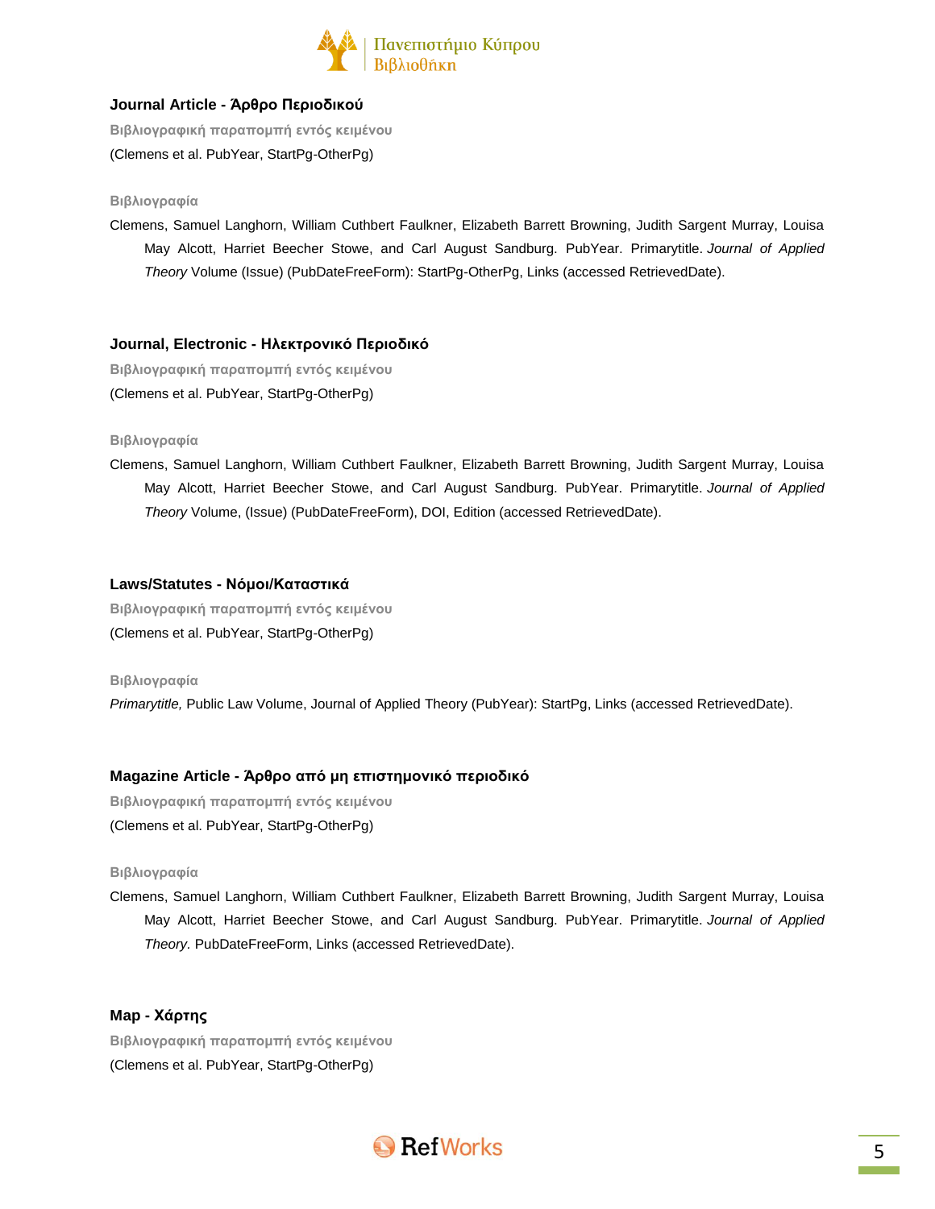### Journal Article - Άρθρο Περιοδικού

**Βιβλιογραφική παραπομπή εντός κειμένου**

(Clemens et al. PubYear, StartPg-OtherPg)

**Βιβλιογραφία**

Clemens, Samuel Langhorn, William Cuthbert Faulkner, Elizabeth Barrett Browning, Judith Sargent Murray, Louisa May Alcott, Harriet Beecher Stowe, and Carl August Sandburg. PubYear. Primarytitle. *Journal of Applied Theory* Volume (Issue) (PubDateFreeForm): StartPg-OtherPg, Links (accessed RetrievedDate).

### Journal, Electronic - Ηλεκτρονικό Περιοδικό

**Βιβλιογραφική παραπομπή εντός κειμένου**

(Clemens et al. PubYear, StartPg-OtherPg)

**Βιβλιογραφία**

Clemens, Samuel Langhorn, William Cuthbert Faulkner, Elizabeth Barrett Browning, Judith Sargent Murray, Louisa May Alcott, Harriet Beecher Stowe, and Carl August Sandburg. PubYear. Primarytitle. *Journal of Applied Theory* Volume, (Issue) (PubDateFreeForm), DOI, Edition (accessed RetrievedDate).

### Laws/Statutes - Νόμοι/Καταστικά

**Βιβλιογραφική παραπομπή εντός κειμένου**

(Clemens et al. PubYear, StartPg-OtherPg)

**Βιβλιογραφία**

*Primarytitle,* Public Law Volume, Journal of Applied Theory (PubYear): StartPg, Links (accessed RetrievedDate).

### Magazine Article - Άρθρο από μη επιστημονικό περιοδικό

**Βιβλιογραφική παραπομπή εντός κειμένου**

(Clemens et al. PubYear, StartPg-OtherPg)

**Βιβλιογραφία**

Clemens, Samuel Langhorn, William Cuthbert Faulkner, Elizabeth Barrett Browning, Judith Sargent Murray, Louisa May Alcott, Harriet Beecher Stowe, and Carl August Sandburg. PubYear. Primarytitle. *Journal of Applied Theory.* PubDateFreeForm, Links (accessed RetrievedDate).

### Map - Χάρτης

**Βιβλιογραφική παραπομπή εντός κειμένου**

(Clemens et al. PubYear, StartPg-OtherPg)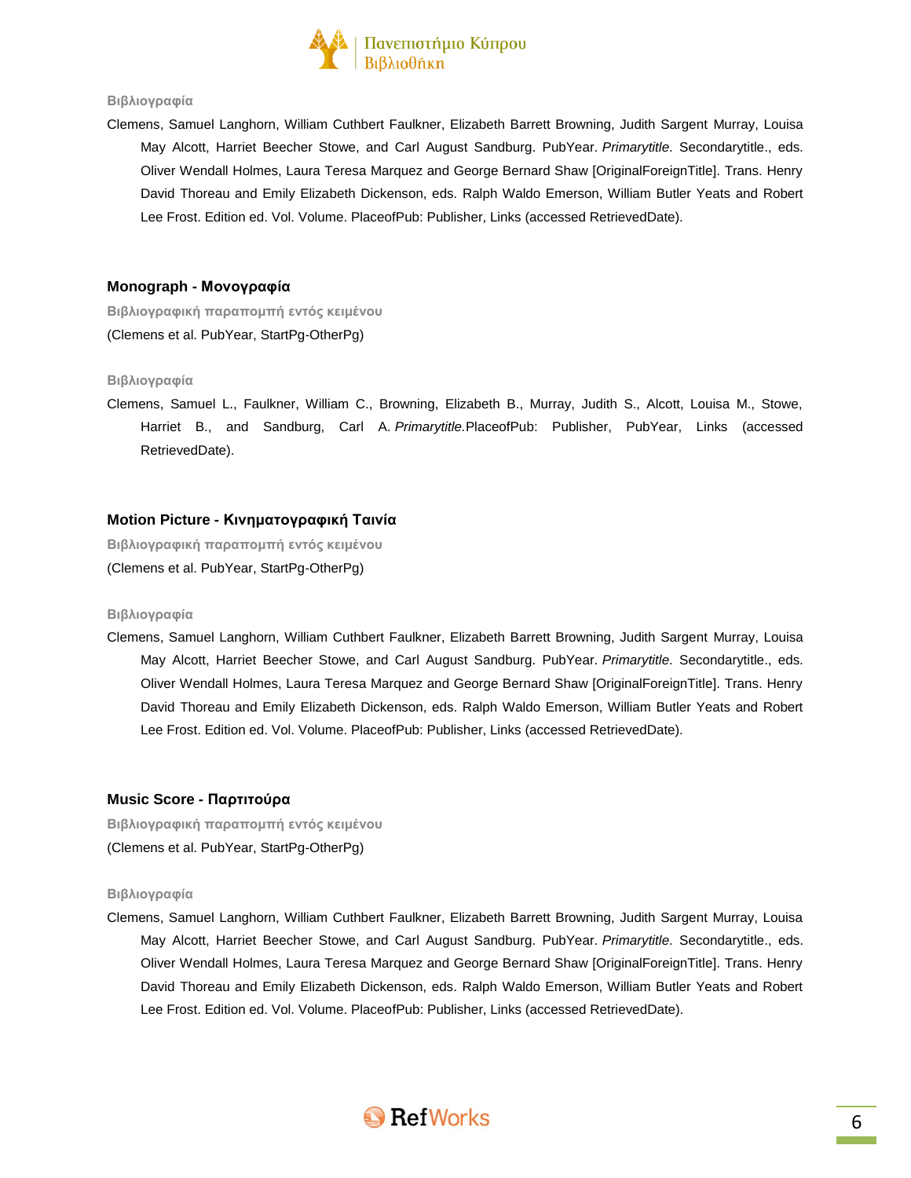**Βιβλιογραφία**

Clemens, Samuel Langhorn, William Cuthbert Faulkner, Elizabeth Barrett Browning, Judith Sargent Murray, Louisa May Alcott, Harriet Beecher Stowe, and Carl August Sandburg. PubYear. *Primarytitle*. Secondarytitle., eds. Oliver Wendall Holmes, Laura Teresa Marquez and George Bernard Shaw [OriginalForeignTitle]. Trans. Henry David Thoreau and Emily Elizabeth Dickenson, eds. Ralph Waldo Emerson, William Butler Yeats and Robert Lee Frost. Edition ed. Vol. Volume. PlaceofPub: Publisher, Links (accessed RetrievedDate).

## Monograph - Μονογραφία

**Βιβλιογραφική παραπομπή εντός κειμένου**

(Clemens et al. PubYear, StartPg-OtherPg)

**Βιβλιογραφία**

Clemens, Samuel L., Faulkner, William C., Browning, Elizabeth B., Murray, Judith S., Alcott, Louisa M., Stowe, Harriet B., and Sandburg, Carl A. *Primarytitle.* PlaceofPub: Publisher, PubYear, Links (accessed RetrievedDate).

## Motion Picture - Κινηματογραφική Ταινία

**Βιβλιογραφική παραπομπή εντός κειμένου**

(Clemens et al. PubYear, StartPg-OtherPg)

**Βιβλιογραφία**

Clemens, Samuel Langhorn, William Cuthbert Faulkner, Elizabeth Barrett Browning, Judith Sargent Murray, Louisa May Alcott, Harriet Beecher Stowe, and Carl August Sandburg. PubYear. *Primarytitle*. Secondarytitle., eds. Oliver Wendall Holmes, Laura Teresa Marquez and George Bernard Shaw [OriginalForeignTitle]. Trans. Henry David Thoreau and Emily Elizabeth Dickenson, eds. Ralph Waldo Emerson, William Butler Yeats and Robert Lee Frost. Edition ed. Vol. Volume. PlaceofPub: Publisher, Links (accessed RetrievedDate).

## Music Score - Παρτιτούρα

**Βιβλιογραφική παραπομπή εντός κειμένου**

(Clemens et al. PubYear, StartPg-OtherPg)

**Βιβλιογραφία**

Clemens, Samuel Langhorn, William Cuthbert Faulkner, Elizabeth Barrett Browning, Judith Sargent Murray, Louisa May Alcott, Harriet Beecher Stowe, and Carl August Sandburg. PubYear. *Primarytitle*. Secondarytitle., eds. Oliver Wendall Holmes, Laura Teresa Marquez and George Bernard Shaw [OriginalForeignTitle]. Trans. Henry David Thoreau and Emily Elizabeth Dickenson, eds. Ralph Waldo Emerson, William Butler Yeats and Robert Lee Frost. Edition ed. Vol. Volume. PlaceofPub: Publisher, Links (accessed RetrievedDate).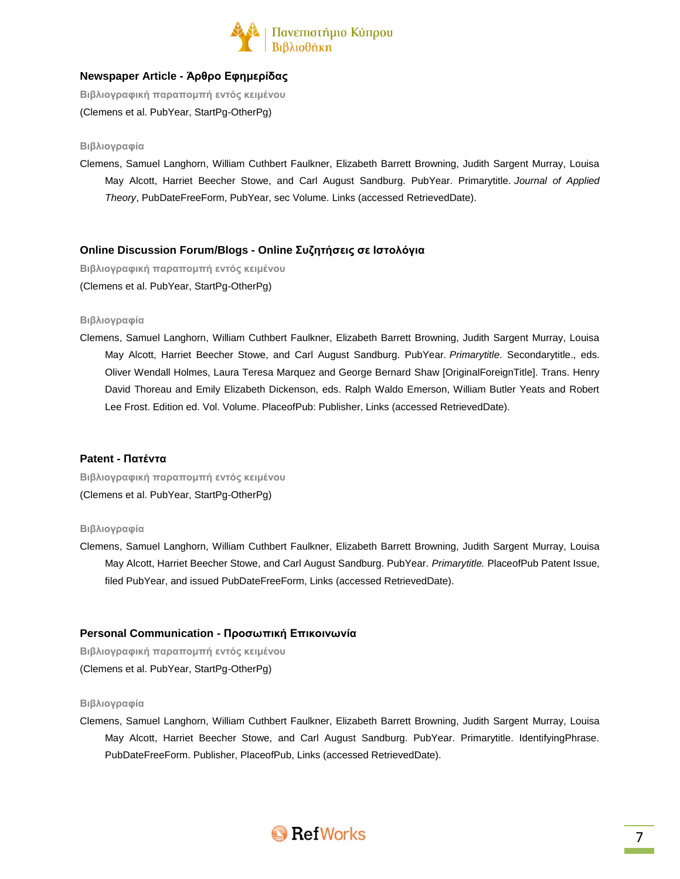### Newspaper Article - Άρθρο Εφημερίδας

**Βιβλιογραφική παραπομπή εντός κειμένου**

(Clemens et al. PubYear, StartPg-OtherPg)

**Βιβλιογραφία**

Clemens, Samuel Langhorn, William Cuthbert Faulkner, Elizabeth Barrett Browning, Judith Sargent Murray, Louisa May Alcott, Harriet Beecher Stowe, and Carl August Sandburg. PubYear. Primarytitle. *Journal of Applied Theory*, PubDateFreeForm, PubYear, sec Volume. Links (accessed RetrievedDate).

### Online Discussion Forum/Blogs - Online Συζητήσεις σε Ιστολόγια

**Βιβλιογραφική παραπομπή εντός κειμένου**

(Clemens et al. PubYear, StartPg-OtherPg)

**Βιβλιογραφία**

Clemens, Samuel Langhorn, William Cuthbert Faulkner, Elizabeth Barrett Browning, Judith Sargent Murray, Louisa May Alcott, Harriet Beecher Stowe, and Carl August Sandburg. PubYear. *Primarytitle*. Secondarytitle., eds. Oliver Wendall Holmes, Laura Teresa Marquez and George Bernard Shaw [OriginalForeignTitle]. Trans. Henry David Thoreau and Emily Elizabeth Dickenson, eds. Ralph Waldo Emerson, William Butler Yeats and Robert Lee Frost. Edition ed. Vol. Volume. PlaceofPub: Publisher, Links (accessed RetrievedDate).

### Patent - Πατέντα

**Βιβλιογραφική παραπομπή εντός κειμένου**

(Clemens et al. PubYear, StartPg-OtherPg)

**Βιβλιογραφία**

Clemens, Samuel Langhorn, William Cuthbert Faulkner, Elizabeth Barrett Browning, Judith Sargent Murray, Louisa May Alcott, Harriet Beecher Stowe, and Carl August Sandburg. PubYear. *Primarytitle.* PlaceofPub Patent Issue, filed PubYear, and issued PubDateFreeForm, Links (accessed RetrievedDate).

### Personal Communication - Προσωπική Επικοινωνία

**Βιβλιογραφική παραπομπή εντός κειμένου**

(Clemens et al. PubYear, StartPg-OtherPg)

**Βιβλιογραφία**

Clemens, Samuel Langhorn, William Cuthbert Faulkner, Elizabeth Barrett Browning, Judith Sargent Murray, Louisa May Alcott, Harriet Beecher Stowe, and Carl August Sandburg. PubYear. Primarytitle. IdentifyingPhrase. PubDateFreeForm. Publisher, PlaceofPub, Links (accessed RetrievedDate).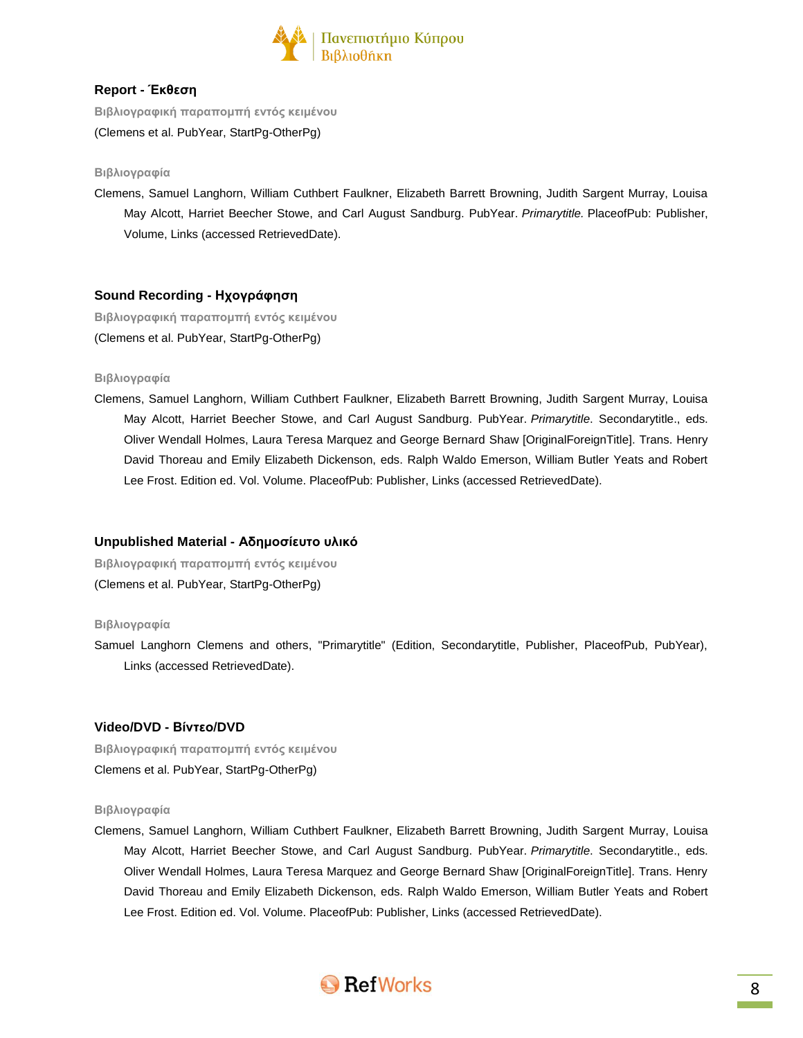## Report - Έκθεση

**Βιβλιογραφική παραπομπή εντός κειμένου**

(Clemens et al. PubYear, StartPg-OtherPg)

**Βιβλιογραφία**

Clemens, Samuel Langhorn, William Cuthbert Faulkner, Elizabeth Barrett Browning, Judith Sargent Murray, Louisa May Alcott, Harriet Beecher Stowe, and Carl August Sandburg. PubYear. *Primarytitle*. PlaceofPub: Publisher, Volume, Links (accessed RetrievedDate).

## Sound Recording - Ηχογράφηση

**Βιβλιογραφική παραπομπή εντός κειμένου**

(Clemens et al. PubYear, StartPg-OtherPg)

**Βιβλιογραφία**

Clemens, Samuel Langhorn, William Cuthbert Faulkner, Elizabeth Barrett Browning, Judith Sargent Murray, Louisa May Alcott, Harriet Beecher Stowe, and Carl August Sandburg. PubYear. *Primarytitle*. Secondarytitle., eds. Oliver Wendall Holmes, Laura Teresa Marquez and George Bernard Shaw [OriginalForeignTitle]. Trans. Henry David Thoreau and Emily Elizabeth Dickenson, eds. Ralph Waldo Emerson, William Butler Yeats and Robert Lee Frost. Edition ed. Vol. Volume. PlaceofPub: Publisher, Links (accessed RetrievedDate).

## Unpublished Material - Αδημοσίευτο υλικό

**Βιβλιογραφική παραπομπή εντός κειμένου**

(Clemens et al. PubYear, StartPg-OtherPg)

**Βιβλιογραφία**

Samuel Langhorn Clemens and others, "Primarytitle" (Edition, Secondarytitle, Publisher, PlaceofPub, PubYear), Links (accessed RetrievedDate).

## Video/DVD - Βίντεο/DVD

**Βιβλιογραφική παραπομπή εντός κειμένου**

Clemens et al. PubYear, StartPg-OtherPg)

**Βιβλιογραφία**

Clemens, Samuel Langhorn, William Cuthbert Faulkner, Elizabeth Barrett Browning, Judith Sargent Murray, Louisa May Alcott, Harriet Beecher Stowe, and Carl August Sandburg. PubYear. *Primarytitle*. Secondarytitle., eds. Oliver Wendall Holmes, Laura Teresa Marquez and George Bernard Shaw [OriginalForeignTitle]. Trans. Henry David Thoreau and Emily Elizabeth Dickenson, eds. Ralph Waldo Emerson, William Butler Yeats and Robert Lee Frost. Edition ed. Vol. Volume. PlaceofPub: Publisher, Links (accessed RetrievedDate).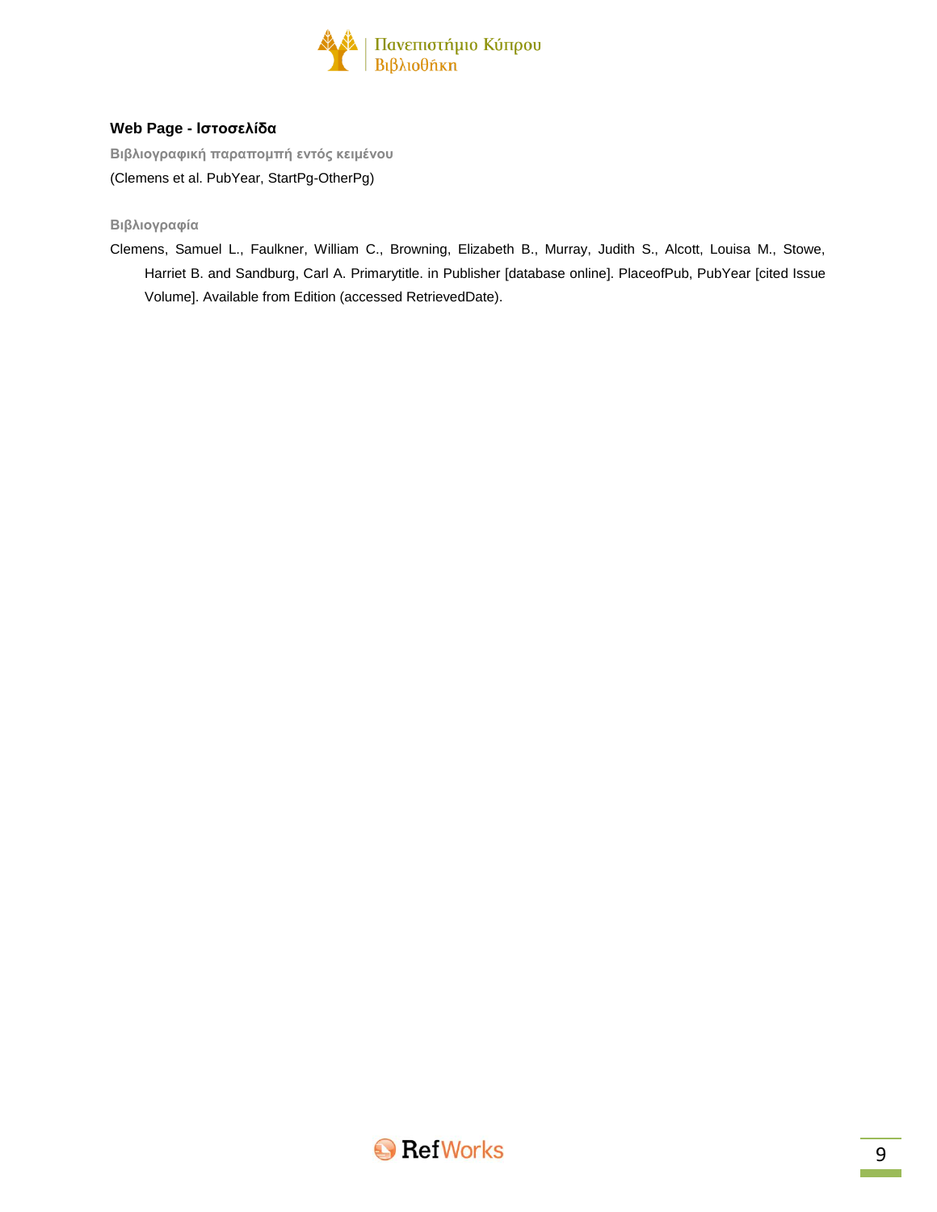### Web Page - Ιστοσελίδα

**Βιβλιογραφική παραπομπή εντός κειμένου**

(Clemens et al. PubYear, StartPg-OtherPg)

**Βιβλιογραφία**

Clemens, Samuel L., Faulkner, William C., Browning, Elizabeth B., Murray, Judith S., Alcott, Louisa M., Stowe, Harriet B. and Sandburg, Carl A. Primarytitle. in Publisher [database online]. PlaceofPub, PubYear [cited Issue Volume]. Available from Edition (accessed RetrievedDate).